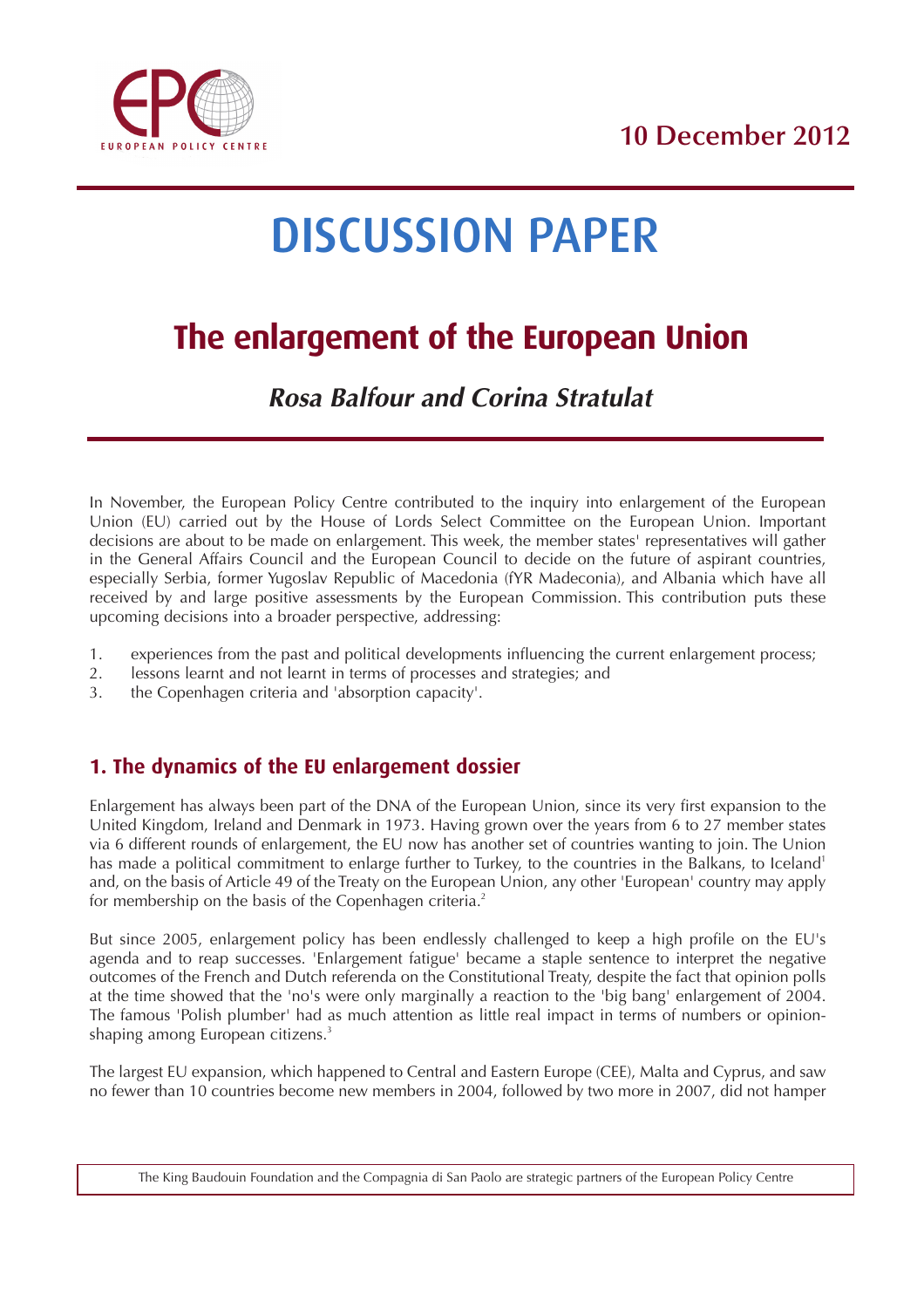10 December 2012

# DISCUSSION PAPER

## The enlargement of the European Union

### *Rosa Balfour and Corina Stratulat*

In November, the European Policy Centre contributed to the inquiry into enlargement of the European Union (EU) carried out by the House of Lords Select Committee on the European Union. Important decisions are about to be made on enlargement. This week, the member states' representatives will gather in the General Affairs Council and the European Council to decide on the future of aspirant countries, especially Serbia, former Yugoslav Republic of Macedonia (fYR Madeconia), and Albania which have all received by and large positive assessments by the European Commission. This contribution puts these upcoming decisions into a broader perspective, addressing:

1. experiences from the past and political developments influencing the current enlargement process;
2. lessons learnt and not learnt in terms of processes and strategies; and
3. the Copenhagen criteria and 'absorption capacity'.

## 1. The dynamics of the EU enlargement dossier

Enlargement has always been part of the DNA of the European Union, since its very first expansion to the United Kingdom, Ireland and Denmark in 1973. Having grown over the years from 6 to 27 member states via 6 different rounds of enlargement, the EU now has another set of countries wanting to join. The Union has made a political commitment to enlarge further to Turkey, to the countries in the Balkans, to Iceland[1] and, on the basis of Article 49 of the Treaty on the European Union, any other 'European' country may apply for membership on the basis of the Copenhagen criteria.[2]

But since 2005, enlargement policy has been endlessly challenged to keep a high profile on the EU's agenda and to reap successes. 'Enlargement fatigue' became a staple sentence to interpret the negative outcomes of the French and Dutch referenda on the Constitutional Treaty, despite the fact that opinion polls at the time showed that the 'no's were only marginally a reaction to the 'big bang' enlargement of 2004. The famous 'Polish plumber' had as much attention as little real impact in terms of numbers or opinion-shaping among European citizens.[3]

The largest EU expansion, which happened to Central and Eastern Europe (CEE), Malta and Cyprus, and saw no fewer than 10 countries become new members in 2004, followed by two more in 2007, did not hamper

The King Baudouin Foundation and the Compagnia di San Paolo are strategic partners of the European Policy Centre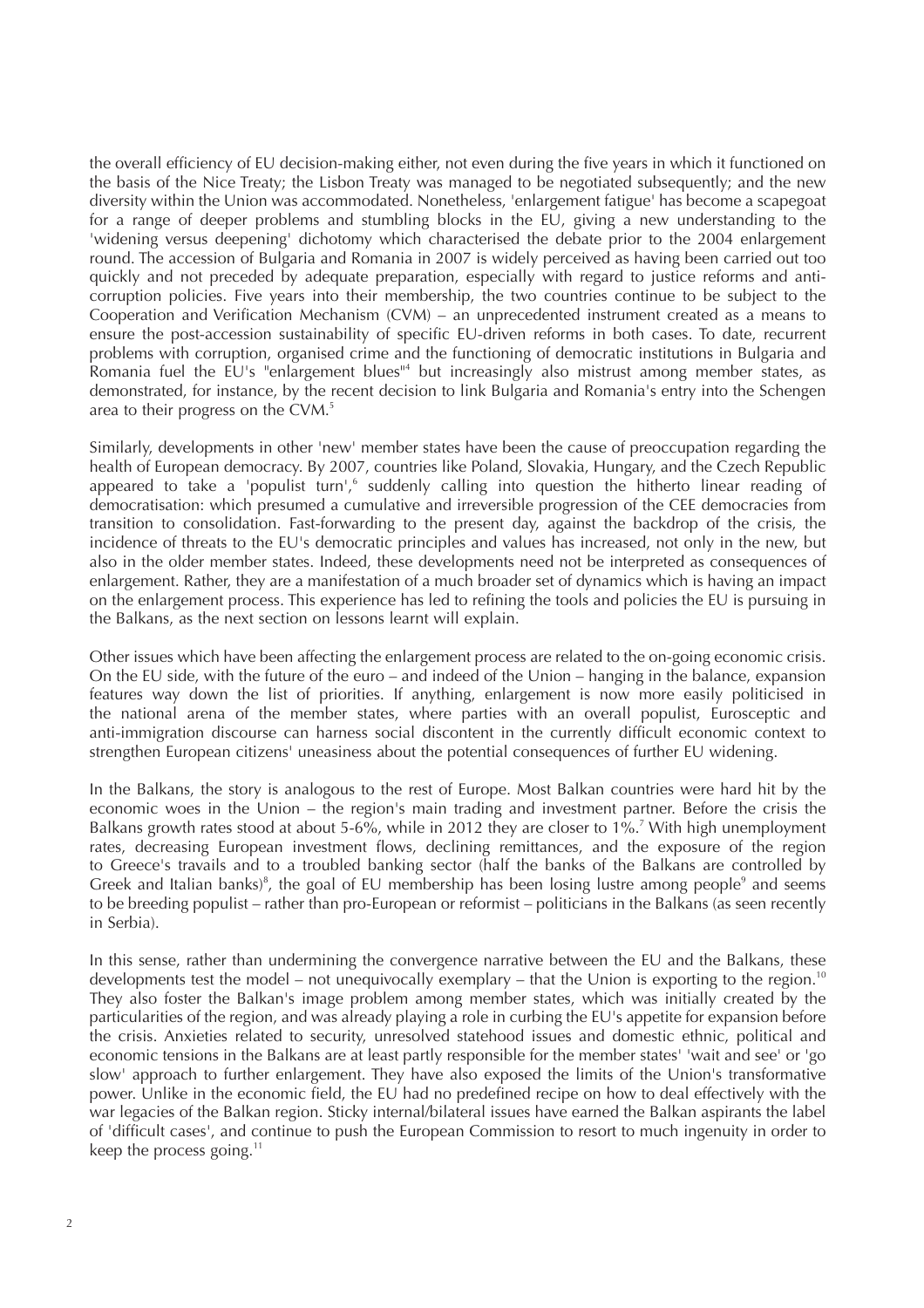the overall efficiency of EU decision-making either, not even during the five years in which it functioned on the basis of the Nice Treaty; the Lisbon Treaty was managed to be negotiated subsequently; and the new diversity within the Union was accommodated. Nonetheless, 'enlargement fatigue' has become a scapegoat for a range of deeper problems and stumbling blocks in the EU, giving a new understanding to the 'widening versus deepening' dichotomy which characterised the debate prior to the 2004 enlargement round. The accession of Bulgaria and Romania in 2007 is widely perceived as having been carried out too quickly and not preceded by adequate preparation, especially with regard to justice reforms and anti-corruption policies. Five years into their membership, the two countries continue to be subject to the Cooperation and Verification Mechanism (CVM) – an unprecedented instrument created as a means to ensure the post-accession sustainability of specific EU-driven reforms in both cases. To date, recurrent problems with corruption, organised crime and the functioning of democratic institutions in Bulgaria and Romania fuel the EU's "enlargement blues"[4] but increasingly also mistrust among member states, as demonstrated, for instance, by the recent decision to link Bulgaria and Romania's entry into the Schengen area to their progress on the CVM.[5]

Similarly, developments in other 'new' member states have been the cause of preoccupation regarding the health of European democracy. By 2007, countries like Poland, Slovakia, Hungary, and the Czech Republic appeared to take a 'populist turn',[6] suddenly calling into question the hitherto linear reading of democratisation: which presumed a cumulative and irreversible progression of the CEE democracies from transition to consolidation. Fast-forwarding to the present day, against the backdrop of the crisis, the incidence of threats to the EU's democratic principles and values has increased, not only in the new, but also in the older member states. Indeed, these developments need not be interpreted as consequences of enlargement. Rather, they are a manifestation of a much broader set of dynamics which is having an impact on the enlargement process. This experience has led to refining the tools and policies the EU is pursuing in the Balkans, as the next section on lessons learnt will explain.

Other issues which have been affecting the enlargement process are related to the on-going economic crisis. On the EU side, with the future of the euro – and indeed of the Union – hanging in the balance, expansion features way down the list of priorities. If anything, enlargement is now more easily politicised in the national arena of the member states, where parties with an overall populist, Eurosceptic and anti-immigration discourse can harness social discontent in the currently difficult economic context to strengthen European citizens' uneasiness about the potential consequences of further EU widening.

In the Balkans, the story is analogous to the rest of Europe. Most Balkan countries were hard hit by the economic woes in the Union – the region's main trading and investment partner. Before the crisis the Balkans growth rates stood at about 5-6%, while in 2012 they are closer to 1%.[7] With high unemployment rates, decreasing European investment flows, declining remittances, and the exposure of the region to Greece's travails and to a troubled banking sector (half the banks of the Balkans are controlled by Greek and Italian banks)[8], the goal of EU membership has been losing lustre among people[9] and seems to be breeding populist – rather than pro-European or reformist – politicians in the Balkans (as seen recently in Serbia).

In this sense, rather than undermining the convergence narrative between the EU and the Balkans, these developments test the model – not unequivocally exemplary – that the Union is exporting to the region.[10] They also foster the Balkan's image problem among member states, which was initially created by the particularities of the region, and was already playing a role in curbing the EU's appetite for expansion before the crisis. Anxieties related to security, unresolved statehood issues and domestic ethnic, political and economic tensions in the Balkans are at least partly responsible for the member states' 'wait and see' or 'go slow' approach to further enlargement. They have also exposed the limits of the Union's transformative power. Unlike in the economic field, the EU had no predefined recipe on how to deal effectively with the war legacies of the Balkan region. Sticky internal/bilateral issues have earned the Balkan aspirants the label of 'difficult cases', and continue to push the European Commission to resort to much ingenuity in order to keep the process going.[11]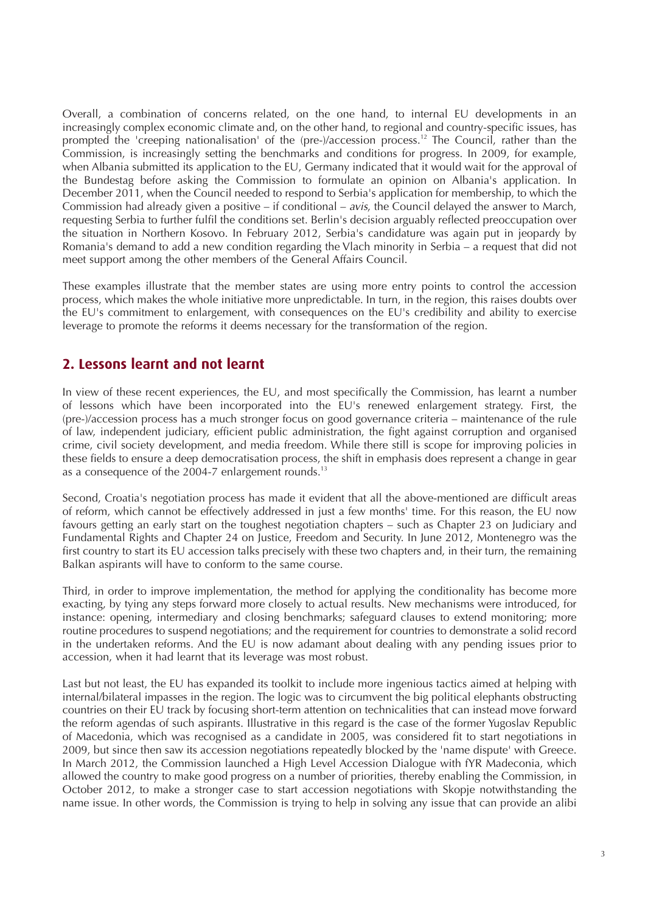Overall, a combination of concerns related, on the one hand, to internal EU developments in an increasingly complex economic climate and, on the other hand, to regional and country-specific issues, has prompted the 'creeping nationalisation' of the (pre-)/accession process.[12] The Council, rather than the Commission, is increasingly setting the benchmarks and conditions for progress. In 2009, for example, when Albania submitted its application to the EU, Germany indicated that it would wait for the approval of the Bundestag before asking the Commission to formulate an opinion on Albania's application. In December 2011, when the Council needed to respond to Serbia's application for membership, to which the Commission had already given a positive – if conditional – *avis*, the Council delayed the answer to March, requesting Serbia to further fulfil the conditions set. Berlin's decision arguably reflected preoccupation over the situation in Northern Kosovo. In February 2012, Serbia's candidature was again put in jeopardy by Romania's demand to add a new condition regarding the Vlach minority in Serbia – a request that did not meet support among the other members of the General Affairs Council.

These examples illustrate that the member states are using more entry points to control the accession process, which makes the whole initiative more unpredictable. In turn, in the region, this raises doubts over the EU's commitment to enlargement, with consequences on the EU's credibility and ability to exercise leverage to promote the reforms it deems necessary for the transformation of the region.

## 2. Lessons learnt and not learnt

In view of these recent experiences, the EU, and most specifically the Commission, has learnt a number of lessons which have been incorporated into the EU's renewed enlargement strategy. First, the (pre-)/accession process has a much stronger focus on good governance criteria – maintenance of the rule of law, independent judiciary, efficient public administration, the fight against corruption and organised crime, civil society development, and media freedom. While there still is scope for improving policies in these fields to ensure a deep democratisation process, the shift in emphasis does represent a change in gear as a consequence of the 2004-7 enlargement rounds.[13]

Second, Croatia's negotiation process has made it evident that all the above-mentioned are difficult areas of reform, which cannot be effectively addressed in just a few months' time. For this reason, the EU now favours getting an early start on the toughest negotiation chapters – such as Chapter 23 on Judiciary and Fundamental Rights and Chapter 24 on Justice, Freedom and Security. In June 2012, Montenegro was the first country to start its EU accession talks precisely with these two chapters and, in their turn, the remaining Balkan aspirants will have to conform to the same course.

Third, in order to improve implementation, the method for applying the conditionality has become more exacting, by tying any steps forward more closely to actual results. New mechanisms were introduced, for instance: opening, intermediary and closing benchmarks; safeguard clauses to extend monitoring; more routine procedures to suspend negotiations; and the requirement for countries to demonstrate a solid record in the undertaken reforms. And the EU is now adamant about dealing with any pending issues prior to accession, when it had learnt that its leverage was most robust.

Last but not least, the EU has expanded its toolkit to include more ingenious tactics aimed at helping with internal/bilateral impasses in the region. The logic was to circumvent the big political elephants obstructing countries on their EU track by focusing short-term attention on technicalities that can instead move forward the reform agendas of such aspirants. Illustrative in this regard is the case of the former Yugoslav Republic of Macedonia, which was recognised as a candidate in 2005, was considered fit to start negotiations in 2009, but since then saw its accession negotiations repeatedly blocked by the 'name dispute' with Greece. In March 2012, the Commission launched a High Level Accession Dialogue with fYR Madeconia, which allowed the country to make good progress on a number of priorities, thereby enabling the Commission, in October 2012, to make a stronger case to start accession negotiations with Skopje notwithstanding the name issue. In other words, the Commission is trying to help in solving any issue that can provide an alibi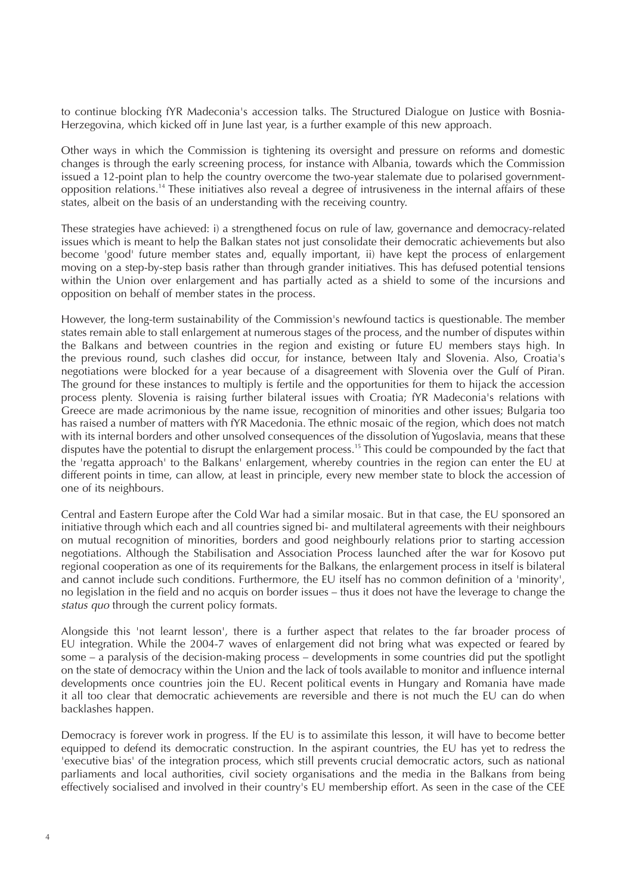to continue blocking fYR Madeconia's accession talks. The Structured Dialogue on Justice with Bosnia-Herzegovina, which kicked off in June last year, is a further example of this new approach.

Other ways in which the Commission is tightening its oversight and pressure on reforms and domestic changes is through the early screening process, for instance with Albania, towards which the Commission issued a 12-point plan to help the country overcome the two-year stalemate due to polarised government-opposition relations.[14] These initiatives also reveal a degree of intrusiveness in the internal affairs of these states, albeit on the basis of an understanding with the receiving country.

These strategies have achieved: i) a strengthened focus on rule of law, governance and democracy-related issues which is meant to help the Balkan states not just consolidate their democratic achievements but also become 'good' future member states and, equally important, ii) have kept the process of enlargement moving on a step-by-step basis rather than through grander initiatives. This has defused potential tensions within the Union over enlargement and has partially acted as a shield to some of the incursions and opposition on behalf of member states in the process.

However, the long-term sustainability of the Commission's newfound tactics is questionable. The member states remain able to stall enlargement at numerous stages of the process, and the number of disputes within the Balkans and between countries in the region and existing or future EU members stays high. In the previous round, such clashes did occur, for instance, between Italy and Slovenia. Also, Croatia's negotiations were blocked for a year because of a disagreement with Slovenia over the Gulf of Piran. The ground for these instances to multiply is fertile and the opportunities for them to hijack the accession process plenty. Slovenia is raising further bilateral issues with Croatia; fYR Madeconia's relations with Greece are made acrimonious by the name issue, recognition of minorities and other issues; Bulgaria too has raised a number of matters with fYR Macedonia. The ethnic mosaic of the region, which does not match with its internal borders and other unsolved consequences of the dissolution of Yugoslavia, means that these disputes have the potential to disrupt the enlargement process.[15] This could be compounded by the fact that the 'regatta approach' to the Balkans' enlargement, whereby countries in the region can enter the EU at different points in time, can allow, at least in principle, every new member state to block the accession of one of its neighbours.

Central and Eastern Europe after the Cold War had a similar mosaic. But in that case, the EU sponsored an initiative through which each and all countries signed bi- and multilateral agreements with their neighbours on mutual recognition of minorities, borders and good neighbourly relations prior to starting accession negotiations. Although the Stabilisation and Association Process launched after the war for Kosovo put regional cooperation as one of its requirements for the Balkans, the enlargement process in itself is bilateral and cannot include such conditions. Furthermore, the EU itself has no common definition of a 'minority', no legislation in the field and no acquis on border issues – thus it does not have the leverage to change the *status quo* through the current policy formats.

Alongside this 'not learnt lesson', there is a further aspect that relates to the far broader process of EU integration. While the 2004-7 waves of enlargement did not bring what was expected or feared by some – a paralysis of the decision-making process – developments in some countries did put the spotlight on the state of democracy within the Union and the lack of tools available to monitor and influence internal developments once countries join the EU. Recent political events in Hungary and Romania have made it all too clear that democratic achievements are reversible and there is not much the EU can do when backlashes happen.

Democracy is forever work in progress. If the EU is to assimilate this lesson, it will have to become better equipped to defend its democratic construction. In the aspirant countries, the EU has yet to redress the 'executive bias' of the integration process, which still prevents crucial democratic actors, such as national parliaments and local authorities, civil society organisations and the media in the Balkans from being effectively socialised and involved in their country's EU membership effort. As seen in the case of the CEE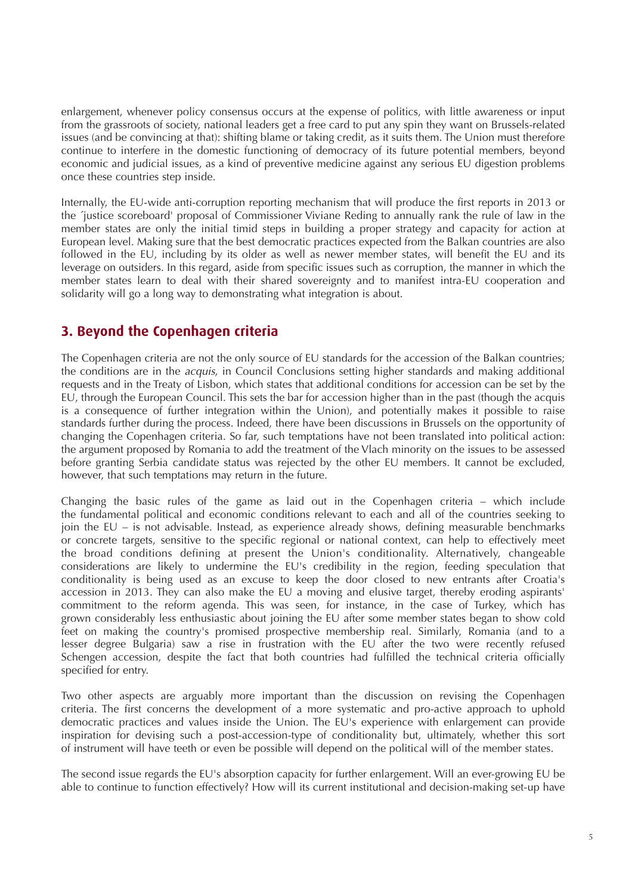enlargement, whenever policy consensus occurs at the expense of politics, with little awareness or input from the grassroots of society, national leaders get a free card to put any spin they want on Brussels-related issues (and be convincing at that): shifting blame or taking credit, as it suits them. The Union must therefore continue to interfere in the domestic functioning of democracy of its future potential members, beyond economic and judicial issues, as a kind of preventive medicine against any serious EU digestion problems once these countries step inside.

Internally, the EU-wide anti-corruption reporting mechanism that will produce the first reports in 2013 or the ´justice scoreboard' proposal of Commissioner Viviane Reding to annually rank the rule of law in the member states are only the initial timid steps in building a proper strategy and capacity for action at European level. Making sure that the best democratic practices expected from the Balkan countries are also followed in the EU, including by its older as well as newer member states, will benefit the EU and its leverage on outsiders. In this regard, aside from specific issues such as corruption, the manner in which the member states learn to deal with their shared sovereignty and to manifest intra-EU cooperation and solidarity will go a long way to demonstrating what integration is about.

## 3. Beyond the Copenhagen criteria

The Copenhagen criteria are not the only source of EU standards for the accession of the Balkan countries; the conditions are in the *acquis*, in Council Conclusions setting higher standards and making additional requests and in the Treaty of Lisbon, which states that additional conditions for accession can be set by the EU, through the European Council. This sets the bar for accession higher than in the past (though the acquis is a consequence of further integration within the Union), and potentially makes it possible to raise standards further during the process. Indeed, there have been discussions in Brussels on the opportunity of changing the Copenhagen criteria. So far, such temptations have not been translated into political action: the argument proposed by Romania to add the treatment of the Vlach minority on the issues to be assessed before granting Serbia candidate status was rejected by the other EU members. It cannot be excluded, however, that such temptations may return in the future.

Changing the basic rules of the game as laid out in the Copenhagen criteria – which include the fundamental political and economic conditions relevant to each and all of the countries seeking to join the EU – is not advisable. Instead, as experience already shows, defining measurable benchmarks or concrete targets, sensitive to the specific regional or national context, can help to effectively meet the broad conditions defining at present the Union's conditionality. Alternatively, changeable considerations are likely to undermine the EU's credibility in the region, feeding speculation that conditionality is being used as an excuse to keep the door closed to new entrants after Croatia's accession in 2013. They can also make the EU a moving and elusive target, thereby eroding aspirants' commitment to the reform agenda. This was seen, for instance, in the case of Turkey, which has grown considerably less enthusiastic about joining the EU after some member states began to show cold feet on making the country's promised prospective membership real. Similarly, Romania (and to a lesser degree Bulgaria) saw a rise in frustration with the EU after the two were recently refused Schengen accession, despite the fact that both countries had fulfilled the technical criteria officially specified for entry.

Two other aspects are arguably more important than the discussion on revising the Copenhagen criteria. The first concerns the development of a more systematic and pro-active approach to uphold democratic practices and values inside the Union. The EU's experience with enlargement can provide inspiration for devising such a post-accession-type of conditionality but, ultimately, whether this sort of instrument will have teeth or even be possible will depend on the political will of the member states.

The second issue regards the EU's absorption capacity for further enlargement. Will an ever-growing EU be able to continue to function effectively? How will its current institutional and decision-making set-up have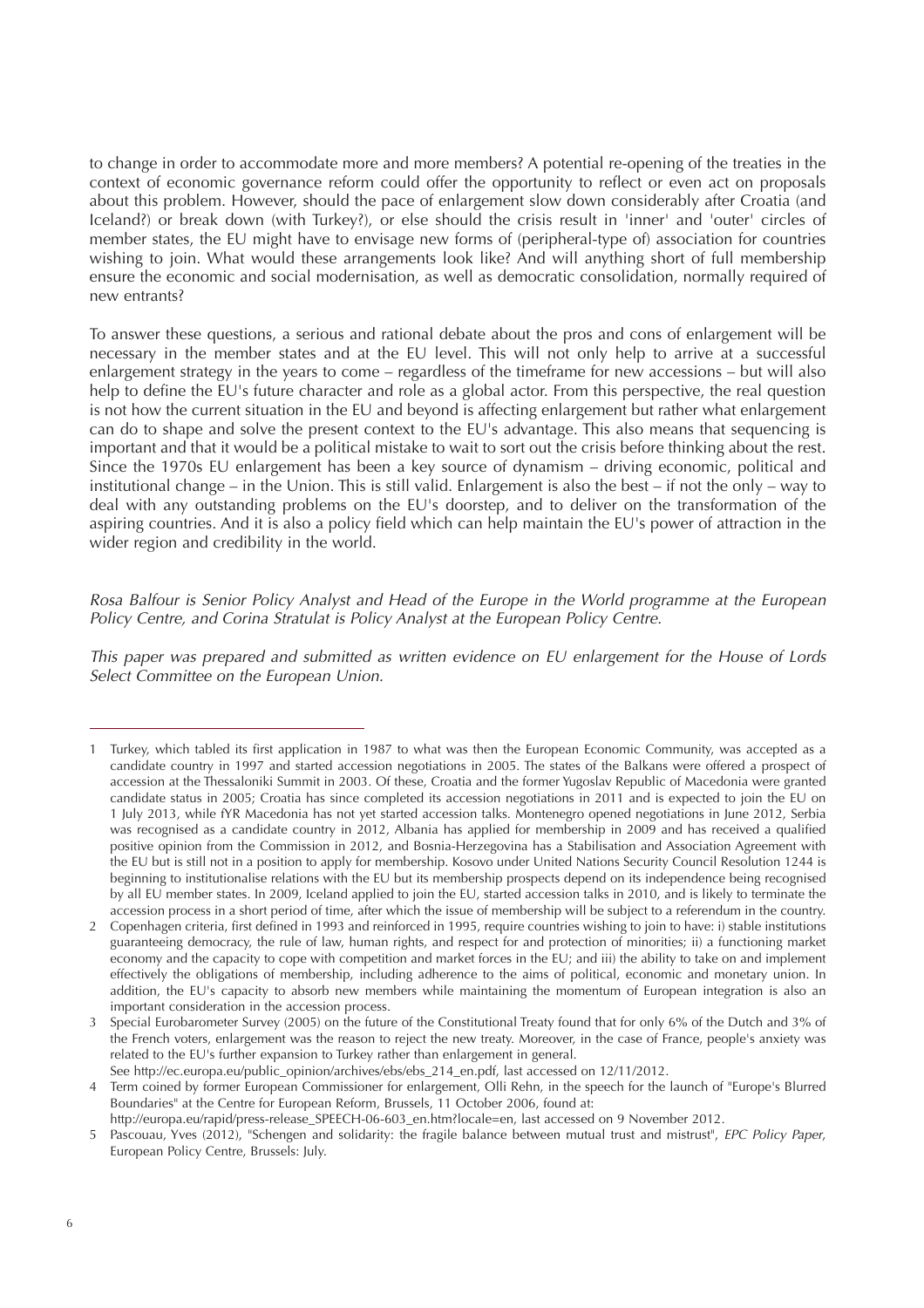to change in order to accommodate more and more members? A potential re-opening of the treaties in the context of economic governance reform could offer the opportunity to reflect or even act on proposals about this problem. However, should the pace of enlargement slow down considerably after Croatia (and Iceland?) or break down (with Turkey?), or else should the crisis result in 'inner' and 'outer' circles of member states, the EU might have to envisage new forms of (peripheral-type of) association for countries wishing to join. What would these arrangements look like? And will anything short of full membership ensure the economic and social modernisation, as well as democratic consolidation, normally required of new entrants?

To answer these questions, a serious and rational debate about the pros and cons of enlargement will be necessary in the member states and at the EU level. This will not only help to arrive at a successful enlargement strategy in the years to come – regardless of the timeframe for new accessions – but will also help to define the EU's future character and role as a global actor. From this perspective, the real question is not how the current situation in the EU and beyond is affecting enlargement but rather what enlargement can do to shape and solve the present context to the EU's advantage. This also means that sequencing is important and that it would be a political mistake to wait to sort out the crisis before thinking about the rest. Since the 1970s EU enlargement has been a key source of dynamism – driving economic, political and institutional change – in the Union. This is still valid. Enlargement is also the best – if not the only – way to deal with any outstanding problems on the EU's doorstep, and to deliver on the transformation of the aspiring countries. And it is also a policy field which can help maintain the EU's power of attraction in the wider region and credibility in the world.

*Rosa Balfour is Senior Policy Analyst and Head of the Europe in the World programme at the European Policy Centre, and Corina Stratulat is Policy Analyst at the European Policy Centre.*

*This paper was prepared and submitted as written evidence on EU enlargement for the House of Lords Select Committee on the European Union.*

---

1 Turkey, which tabled its first application in 1987 to what was then the European Economic Community, was accepted as a candidate country in 1997 and started accession negotiations in 2005. The states of the Balkans were offered a prospect of accession at the Thessaloniki Summit in 2003. Of these, Croatia and the former Yugoslav Republic of Macedonia were granted candidate status in 2005; Croatia has since completed its accession negotiations in 2011 and is expected to join the EU on 1 July 2013, while fYR Macedonia has not yet started accession talks. Montenegro opened negotiations in June 2012, Serbia was recognised as a candidate country in 2012, Albania has applied for membership in 2009 and has received a qualified positive opinion from the Commission in 2012, and Bosnia-Herzegovina has a Stabilisation and Association Agreement with the EU but is still not in a position to apply for membership. Kosovo under United Nations Security Council Resolution 1244 is beginning to institutionalise relations with the EU but its membership prospects depend on its independence being recognised by all EU member states. In 2009, Iceland applied to join the EU, started accession talks in 2010, and is likely to terminate the accession process in a short period of time, after which the issue of membership will be subject to a referendum in the country.

2 Copenhagen criteria, first defined in 1993 and reinforced in 1995, require countries wishing to join to have: i) stable institutions guaranteeing democracy, the rule of law, human rights, and respect for and protection of minorities; ii) a functioning market economy and the capacity to cope with competition and market forces in the EU; and iii) the ability to take on and implement effectively the obligations of membership, including adherence to the aims of political, economic and monetary union. In addition, the EU's capacity to absorb new members while maintaining the momentum of European integration is also an important consideration in the accession process.

3 Special Eurobarometer Survey (2005) on the future of the Constitutional Treaty found that for only 6% of the Dutch and 3% of the French voters, enlargement was the reason to reject the new treaty. Moreover, in the case of France, people's anxiety was related to the EU's further expansion to Turkey rather than enlargement in general.
See http://ec.europa.eu/public_opinion/archives/ebs/ebs_214_en.pdf, last accessed on 12/11/2012.

4 Term coined by former European Commissioner for enlargement, Olli Rehn, in the speech for the launch of "Europe's Blurred Boundaries" at the Centre for European Reform, Brussels, 11 October 2006, found at:
http://europa.eu/rapid/press-release_SPEECH-06-603_en.htm?locale=en, last accessed on 9 November 2012.

5 Pascouau, Yves (2012), "Schengen and solidarity: the fragile balance between mutual trust and mistrust", *EPC Policy Paper*, European Policy Centre, Brussels: July.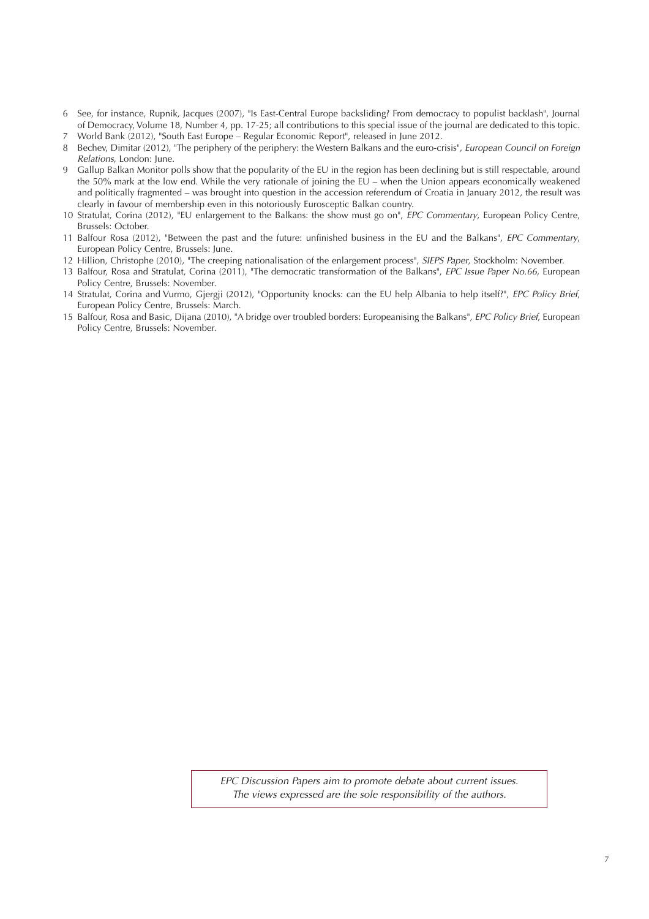6 See, for instance, Rupnik, Jacques (2007), "Is East-Central Europe backsliding? From democracy to populist backlash", Journal of Democracy, Volume 18, Number 4, pp. 17-25; all contributions to this special issue of the journal are dedicated to this topic.

7 World Bank (2012), "South East Europe – Regular Economic Report", released in June 2012.

8 Bechev, Dimitar (2012), "The periphery of the periphery: the Western Balkans and the euro-crisis", *European Council on Foreign Relations*, London: June.

9 Gallup Balkan Monitor polls show that the popularity of the EU in the region has been declining but is still respectable, around the 50% mark at the low end. While the very rationale of joining the EU – when the Union appears economically weakened and politically fragmented – was brought into question in the accession referendum of Croatia in January 2012, the result was clearly in favour of membership even in this notoriously Eurosceptic Balkan country.

10 Stratulat, Corina (2012), "EU enlargement to the Balkans: the show must go on", *EPC Commentary*, European Policy Centre, Brussels: October.

11 Balfour Rosa (2012), "Between the past and the future: unfinished business in the EU and the Balkans", *EPC Commentary*, European Policy Centre, Brussels: June.

12 Hillion, Christophe (2010), "The creeping nationalisation of the enlargement process", *SIEPS Paper*, Stockholm: November.

13 Balfour, Rosa and Stratulat, Corina (2011), "The democratic transformation of the Balkans", *EPC Issue Paper No.66*, European Policy Centre, Brussels: November.

14 Stratulat, Corina and Vurmo, Gjergji (2012), "Opportunity knocks: can the EU help Albania to help itself?", *EPC Policy Brief*, European Policy Centre, Brussels: March.

15 Balfour, Rosa and Basic, Dijana (2010), "A bridge over troubled borders: Europeanising the Balkans", *EPC Policy Brief*, European Policy Centre, Brussels: November.

*EPC Discussion Papers aim to promote debate about current issues. The views expressed are the sole responsibility of the authors.*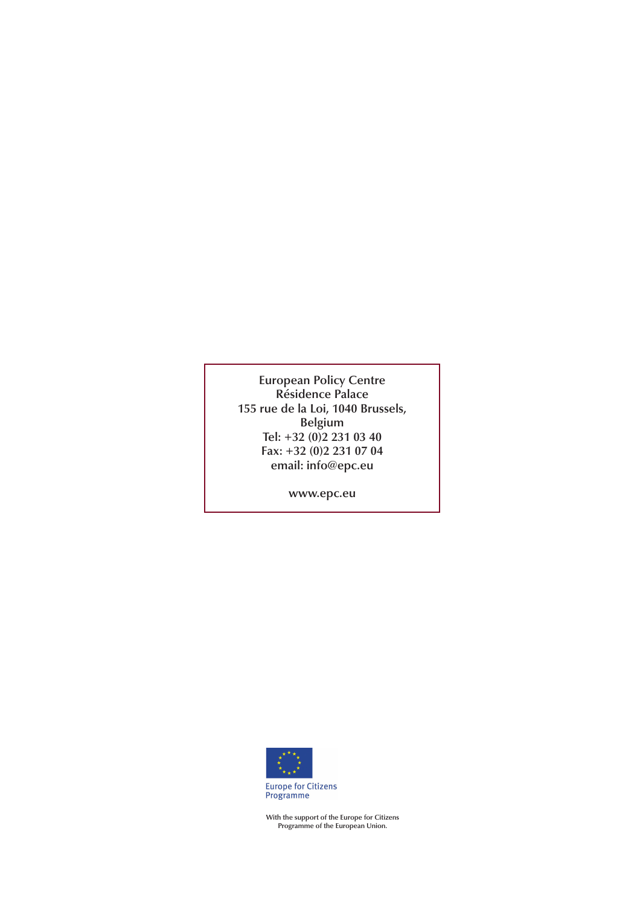European Policy Centre
Résidence Palace
155 rue de la Loi, 1040 Brussels,
Belgium
Tel: +32 (0)2 231 03 40
Fax: +32 (0)2 231 07 04
email: info@epc.eu

www.epc.eu

Europe for Citizens
Programme

With the support of the Europe for Citizens
Programme of the European Union.